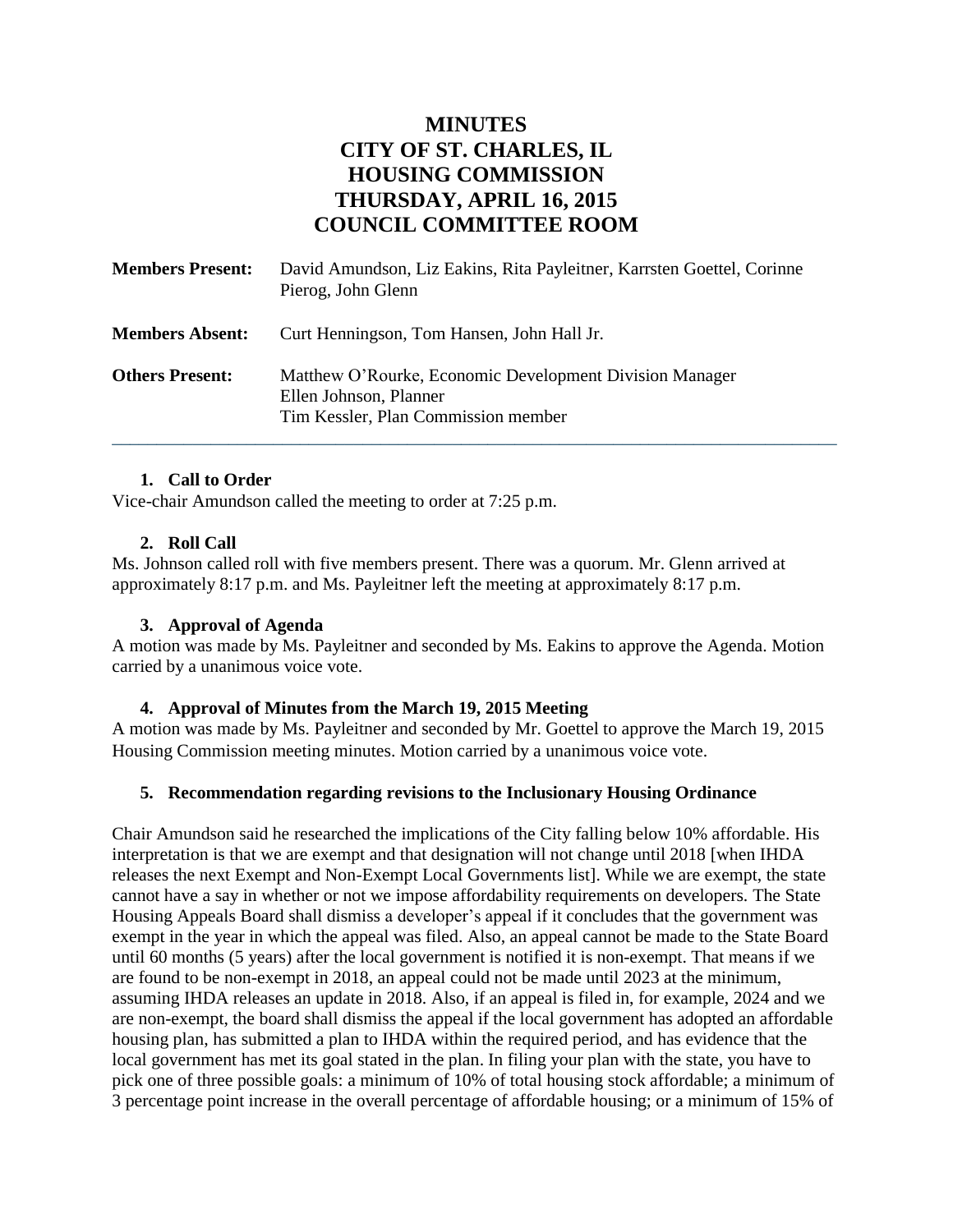# MINUTES
# CITY OF ST. CHARLES, IL
# HOUSING COMMISSION
# THURSDAY, APRIL 16, 2015
# COUNCIL COMMITTEE ROOM

**Members Present:** David Amundson, Liz Eakins, Rita Payleitner, Karrsten Goettel, Corinne Pierog, John Glenn

**Members Absent:** Curt Henningson, Tom Hansen, John Hall Jr.

**Others Present:** Matthew O'Rourke, Economic Development Division Manager
Ellen Johnson, Planner
Tim Kessler, Plan Commission member

---

### 1. Call to Order

Vice-chair Amundson called the meeting to order at 7:25 p.m.

### 2. Roll Call

Ms. Johnson called roll with five members present. There was a quorum. Mr. Glenn arrived at approximately 8:17 p.m. and Ms. Payleitner left the meeting at approximately 8:17 p.m.

### 3. Approval of Agenda

A motion was made by Ms. Payleitner and seconded by Ms. Eakins to approve the Agenda. Motion carried by a unanimous voice vote.

### 4. Approval of Minutes from the March 19, 2015 Meeting

A motion was made by Ms. Payleitner and seconded by Mr. Goettel to approve the March 19, 2015 Housing Commission meeting minutes. Motion carried by a unanimous voice vote.

### 5. Recommendation regarding revisions to the Inclusionary Housing Ordinance

Chair Amundson said he researched the implications of the City falling below 10% affordable. His interpretation is that we are exempt and that designation will not change until 2018 [when IHDA releases the next Exempt and Non-Exempt Local Governments list]. While we are exempt, the state cannot have a say in whether or not we impose affordability requirements on developers. The State Housing Appeals Board shall dismiss a developer's appeal if it concludes that the government was exempt in the year in which the appeal was filed. Also, an appeal cannot be made to the State Board until 60 months (5 years) after the local government is notified it is non-exempt. That means if we are found to be non-exempt in 2018, an appeal could not be made until 2023 at the minimum, assuming IHDA releases an update in 2018. Also, if an appeal is filed in, for example, 2024 and we are non-exempt, the board shall dismiss the appeal if the local government has adopted an affordable housing plan, has submitted a plan to IHDA within the required period, and has evidence that the local government has met its goal stated in the plan. In filing your plan with the state, you have to pick one of three possible goals: a minimum of 10% of total housing stock affordable; a minimum of 3 percentage point increase in the overall percentage of affordable housing; or a minimum of 15% of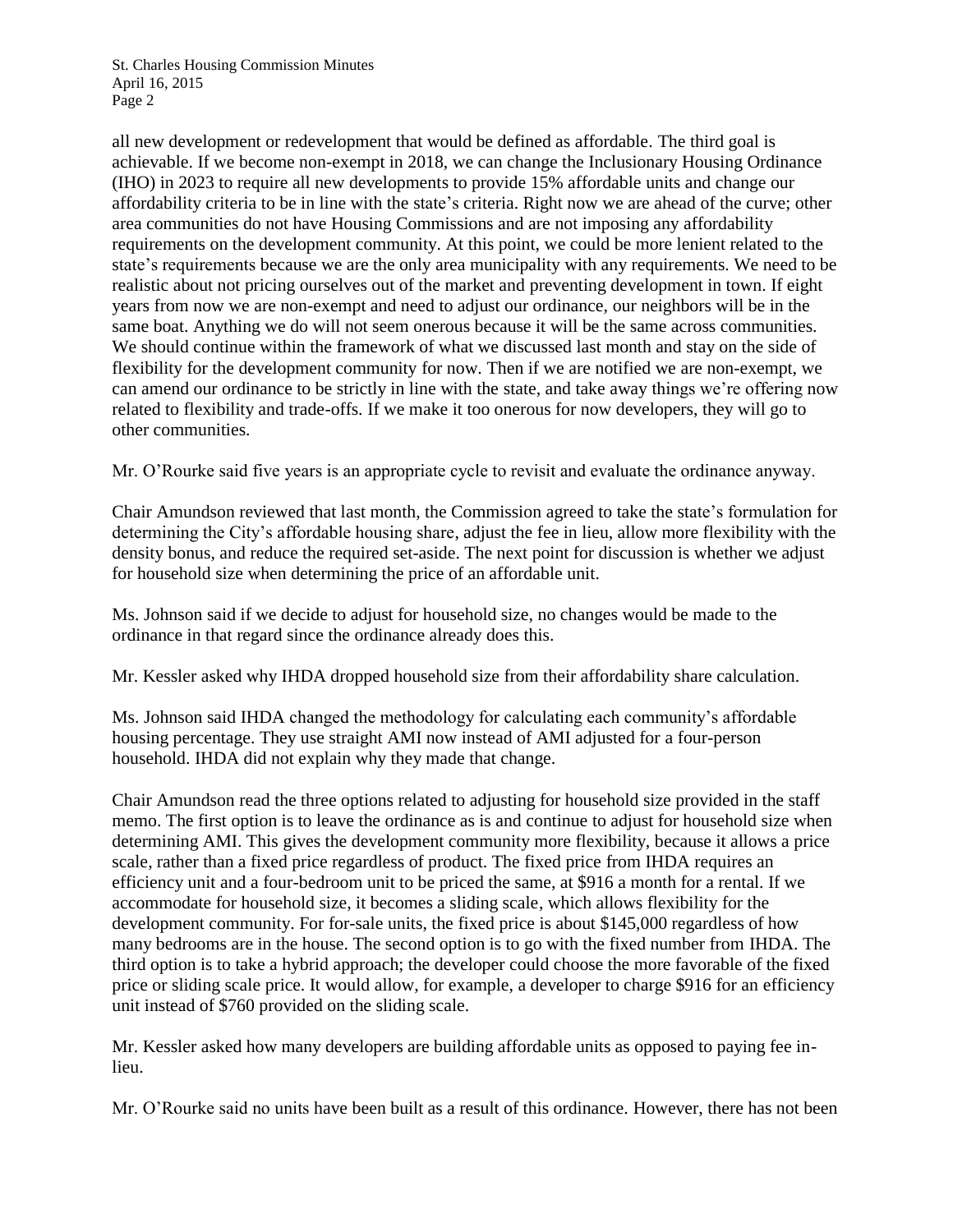all new development or redevelopment that would be defined as affordable. The third goal is achievable. If we become non-exempt in 2018, we can change the Inclusionary Housing Ordinance (IHO) in 2023 to require all new developments to provide 15% affordable units and change our affordability criteria to be in line with the state's criteria. Right now we are ahead of the curve; other area communities do not have Housing Commissions and are not imposing any affordability requirements on the development community. At this point, we could be more lenient related to the state's requirements because we are the only area municipality with any requirements. We need to be realistic about not pricing ourselves out of the market and preventing development in town. If eight years from now we are non-exempt and need to adjust our ordinance, our neighbors will be in the same boat. Anything we do will not seem onerous because it will be the same across communities. We should continue within the framework of what we discussed last month and stay on the side of flexibility for the development community for now. Then if we are notified we are non-exempt, we can amend our ordinance to be strictly in line with the state, and take away things we're offering now related to flexibility and trade-offs. If we make it too onerous for now developers, they will go to other communities.

Mr. O'Rourke said five years is an appropriate cycle to revisit and evaluate the ordinance anyway.

Chair Amundson reviewed that last month, the Commission agreed to take the state's formulation for determining the City's affordable housing share, adjust the fee in lieu, allow more flexibility with the density bonus, and reduce the required set-aside. The next point for discussion is whether we adjust for household size when determining the price of an affordable unit.

Ms. Johnson said if we decide to adjust for household size, no changes would be made to the ordinance in that regard since the ordinance already does this.

Mr. Kessler asked why IHDA dropped household size from their affordability share calculation.

Ms. Johnson said IHDA changed the methodology for calculating each community's affordable housing percentage. They use straight AMI now instead of AMI adjusted for a four-person household. IHDA did not explain why they made that change.

Chair Amundson read the three options related to adjusting for household size provided in the staff memo. The first option is to leave the ordinance as is and continue to adjust for household size when determining AMI. This gives the development community more flexibility, because it allows a price scale, rather than a fixed price regardless of product. The fixed price from IHDA requires an efficiency unit and a four-bedroom unit to be priced the same, at $916 a month for a rental. If we accommodate for household size, it becomes a sliding scale, which allows flexibility for the development community. For for-sale units, the fixed price is about $145,000 regardless of how many bedrooms are in the house. The second option is to go with the fixed number from IHDA. The third option is to take a hybrid approach; the developer could choose the more favorable of the fixed price or sliding scale price. It would allow, for example, a developer to charge $916 for an efficiency unit instead of $760 provided on the sliding scale.

Mr. Kessler asked how many developers are building affordable units as opposed to paying fee in-lieu.

Mr. O'Rourke said no units have been built as a result of this ordinance. However, there has not been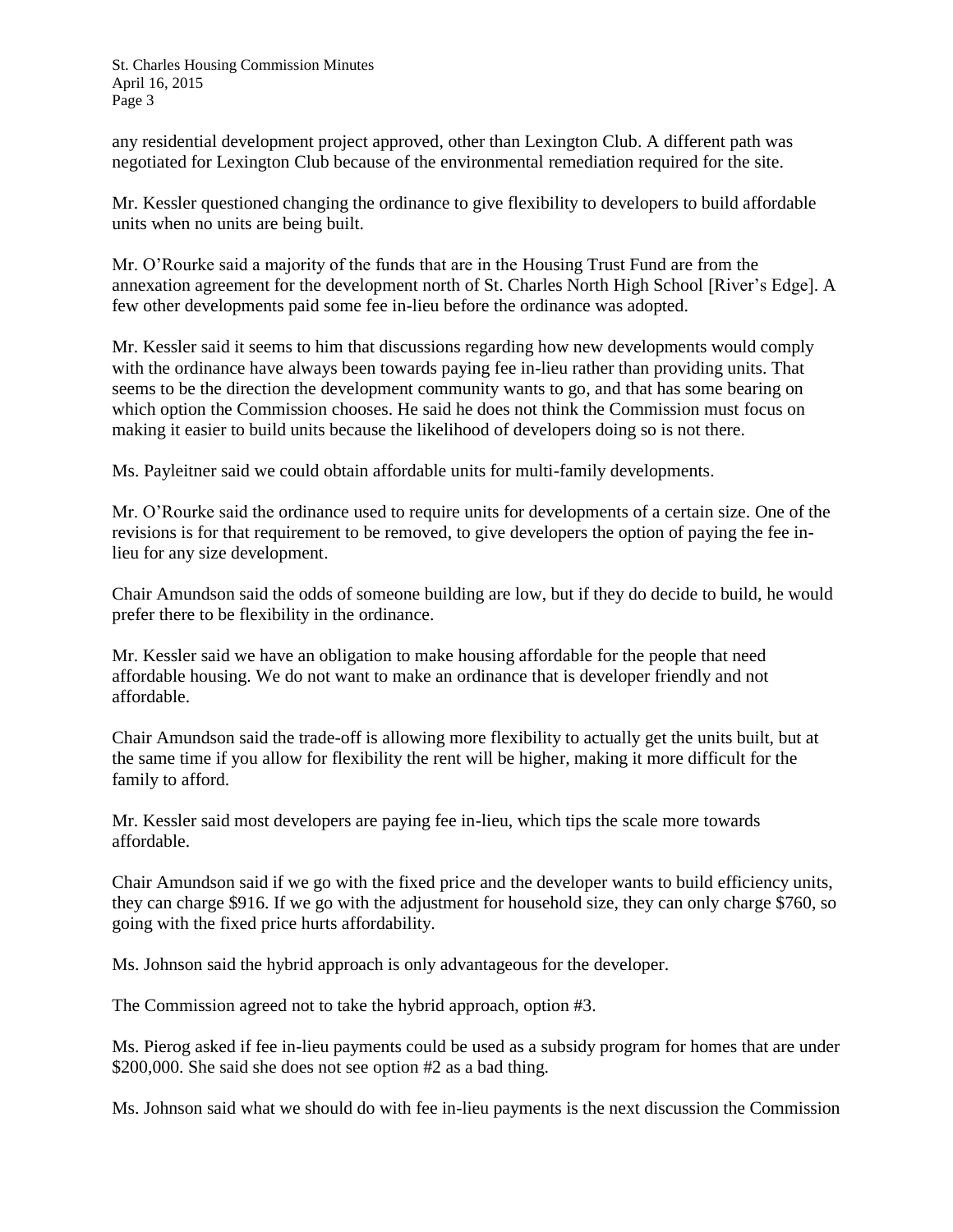any residential development project approved, other than Lexington Club. A different path was negotiated for Lexington Club because of the environmental remediation required for the site.

Mr. Kessler questioned changing the ordinance to give flexibility to developers to build affordable units when no units are being built.

Mr. O'Rourke said a majority of the funds that are in the Housing Trust Fund are from the annexation agreement for the development north of St. Charles North High School [River's Edge]. A few other developments paid some fee in-lieu before the ordinance was adopted.

Mr. Kessler said it seems to him that discussions regarding how new developments would comply with the ordinance have always been towards paying fee in-lieu rather than providing units. That seems to be the direction the development community wants to go, and that has some bearing on which option the Commission chooses. He said he does not think the Commission must focus on making it easier to build units because the likelihood of developers doing so is not there.

Ms. Payleitner said we could obtain affordable units for multi-family developments.

Mr. O'Rourke said the ordinance used to require units for developments of a certain size. One of the revisions is for that requirement to be removed, to give developers the option of paying the fee in-lieu for any size development.

Chair Amundson said the odds of someone building are low, but if they do decide to build, he would prefer there to be flexibility in the ordinance.

Mr. Kessler said we have an obligation to make housing affordable for the people that need affordable housing. We do not want to make an ordinance that is developer friendly and not affordable.

Chair Amundson said the trade-off is allowing more flexibility to actually get the units built, but at the same time if you allow for flexibility the rent will be higher, making it more difficult for the family to afford.

Mr. Kessler said most developers are paying fee in-lieu, which tips the scale more towards affordable.

Chair Amundson said if we go with the fixed price and the developer wants to build efficiency units, they can charge $916. If we go with the adjustment for household size, they can only charge $760, so going with the fixed price hurts affordability.

Ms. Johnson said the hybrid approach is only advantageous for the developer.

The Commission agreed not to take the hybrid approach, option #3.

Ms. Pierog asked if fee in-lieu payments could be used as a subsidy program for homes that are under $200,000. She said she does not see option #2 as a bad thing.

Ms. Johnson said what we should do with fee in-lieu payments is the next discussion the Commission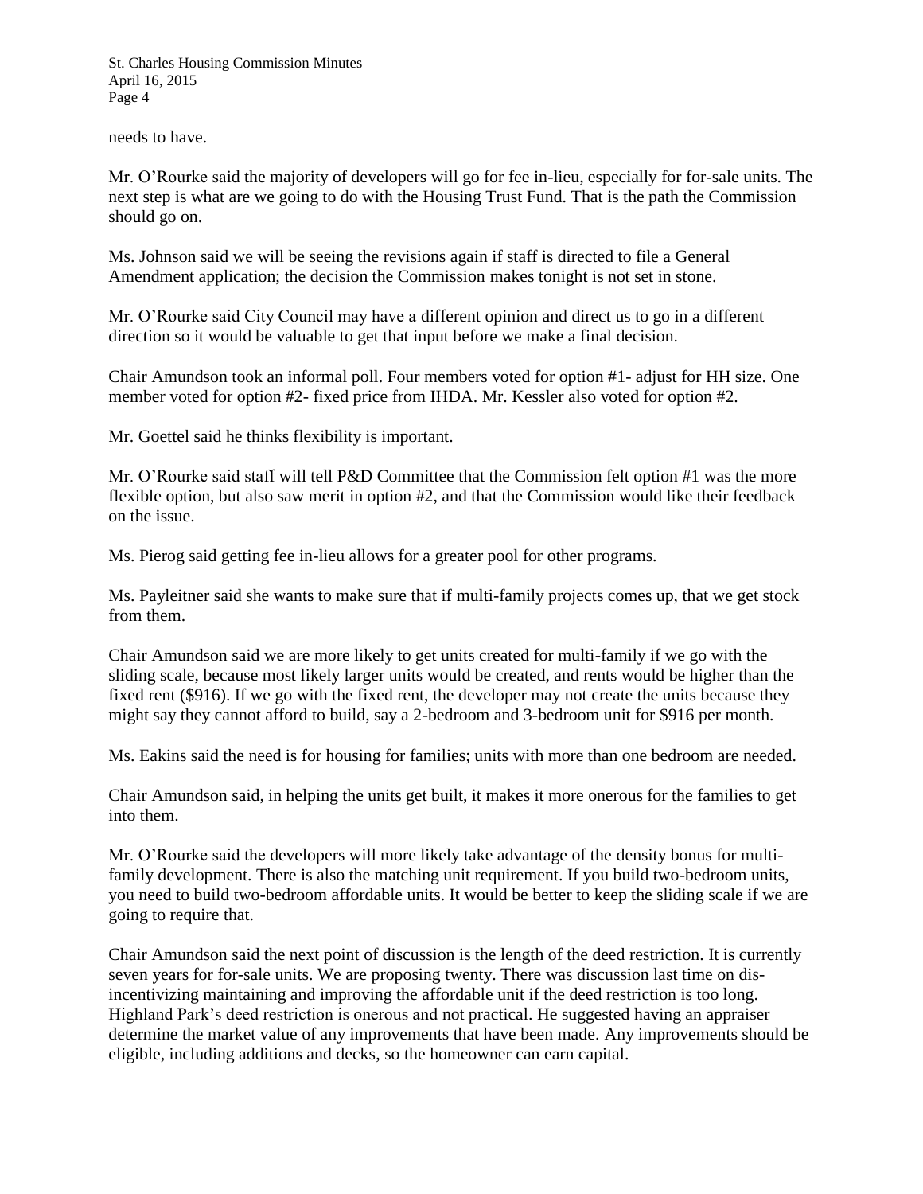needs to have.

Mr. O'Rourke said the majority of developers will go for fee in-lieu, especially for for-sale units. The next step is what are we going to do with the Housing Trust Fund. That is the path the Commission should go on.

Ms. Johnson said we will be seeing the revisions again if staff is directed to file a General Amendment application; the decision the Commission makes tonight is not set in stone.

Mr. O'Rourke said City Council may have a different opinion and direct us to go in a different direction so it would be valuable to get that input before we make a final decision.

Chair Amundson took an informal poll. Four members voted for option #1- adjust for HH size. One member voted for option #2- fixed price from IHDA. Mr. Kessler also voted for option #2.

Mr. Goettel said he thinks flexibility is important.

Mr. O'Rourke said staff will tell P&D Committee that the Commission felt option #1 was the more flexible option, but also saw merit in option #2, and that the Commission would like their feedback on the issue.

Ms. Pierog said getting fee in-lieu allows for a greater pool for other programs.

Ms. Payleitner said she wants to make sure that if multi-family projects comes up, that we get stock from them.

Chair Amundson said we are more likely to get units created for multi-family if we go with the sliding scale, because most likely larger units would be created, and rents would be higher than the fixed rent ($916). If we go with the fixed rent, the developer may not create the units because they might say they cannot afford to build, say a 2-bedroom and 3-bedroom unit for $916 per month.

Ms. Eakins said the need is for housing for families; units with more than one bedroom are needed.

Chair Amundson said, in helping the units get built, it makes it more onerous for the families to get into them.

Mr. O'Rourke said the developers will more likely take advantage of the density bonus for multi-family development. There is also the matching unit requirement. If you build two-bedroom units, you need to build two-bedroom affordable units. It would be better to keep the sliding scale if we are going to require that.

Chair Amundson said the next point of discussion is the length of the deed restriction. It is currently seven years for for-sale units. We are proposing twenty. There was discussion last time on dis-incentivizing maintaining and improving the affordable unit if the deed restriction is too long. Highland Park's deed restriction is onerous and not practical. He suggested having an appraiser determine the market value of any improvements that have been made. Any improvements should be eligible, including additions and decks, so the homeowner can earn capital.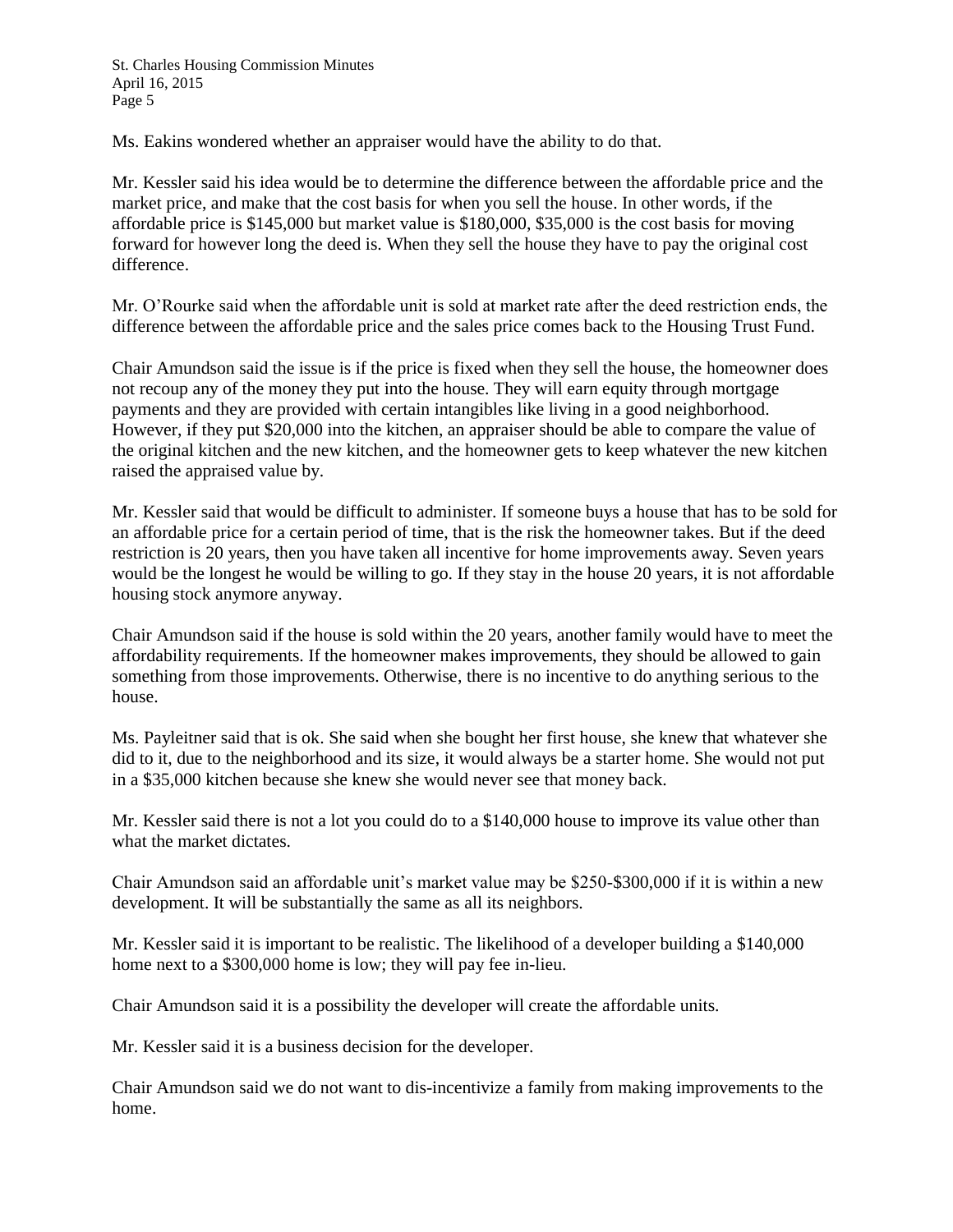Ms. Eakins wondered whether an appraiser would have the ability to do that.

Mr. Kessler said his idea would be to determine the difference between the affordable price and the market price, and make that the cost basis for when you sell the house. In other words, if the affordable price is $145,000 but market value is $180,000, $35,000 is the cost basis for moving forward for however long the deed is. When they sell the house they have to pay the original cost difference.

Mr. O'Rourke said when the affordable unit is sold at market rate after the deed restriction ends, the difference between the affordable price and the sales price comes back to the Housing Trust Fund.

Chair Amundson said the issue is if the price is fixed when they sell the house, the homeowner does not recoup any of the money they put into the house. They will earn equity through mortgage payments and they are provided with certain intangibles like living in a good neighborhood. However, if they put $20,000 into the kitchen, an appraiser should be able to compare the value of the original kitchen and the new kitchen, and the homeowner gets to keep whatever the new kitchen raised the appraised value by.

Mr. Kessler said that would be difficult to administer. If someone buys a house that has to be sold for an affordable price for a certain period of time, that is the risk the homeowner takes. But if the deed restriction is 20 years, then you have taken all incentive for home improvements away. Seven years would be the longest he would be willing to go. If they stay in the house 20 years, it is not affordable housing stock anymore anyway.

Chair Amundson said if the house is sold within the 20 years, another family would have to meet the affordability requirements. If the homeowner makes improvements, they should be allowed to gain something from those improvements. Otherwise, there is no incentive to do anything serious to the house.

Ms. Payleitner said that is ok. She said when she bought her first house, she knew that whatever she did to it, due to the neighborhood and its size, it would always be a starter home. She would not put in a $35,000 kitchen because she knew she would never see that money back.

Mr. Kessler said there is not a lot you could do to a $140,000 house to improve its value other than what the market dictates.

Chair Amundson said an affordable unit's market value may be $250-$300,000 if it is within a new development. It will be substantially the same as all its neighbors.

Mr. Kessler said it is important to be realistic. The likelihood of a developer building a $140,000 home next to a $300,000 home is low; they will pay fee in-lieu.

Chair Amundson said it is a possibility the developer will create the affordable units.

Mr. Kessler said it is a business decision for the developer.

Chair Amundson said we do not want to dis-incentivize a family from making improvements to the home.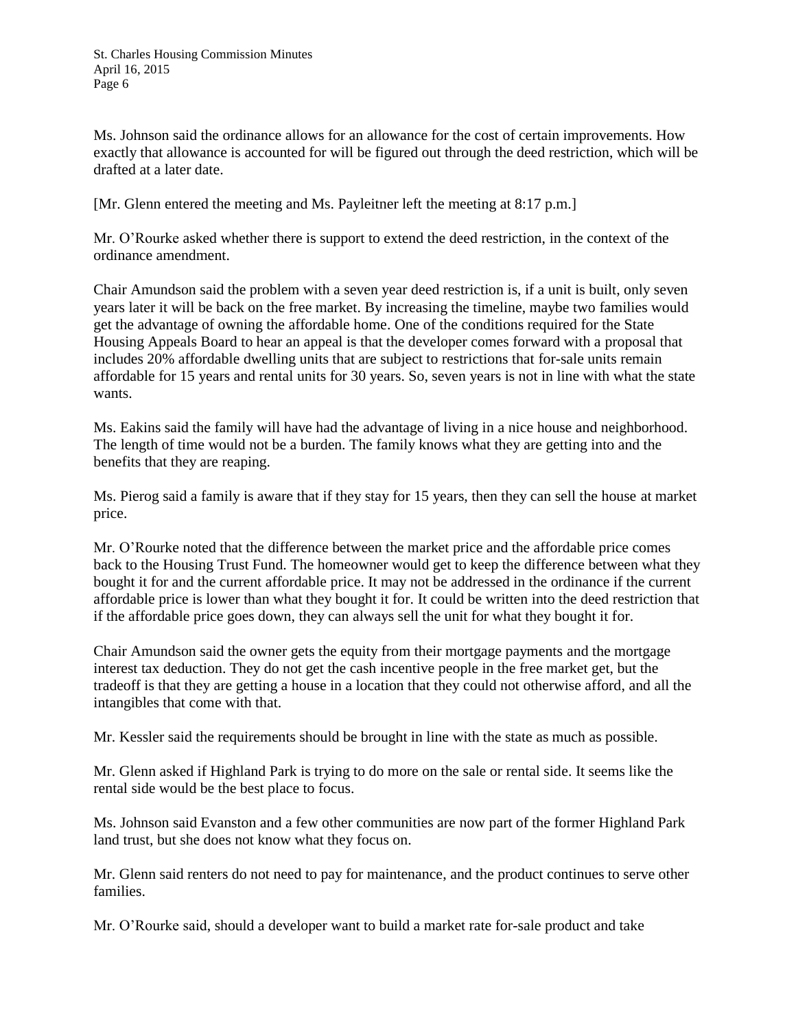Ms. Johnson said the ordinance allows for an allowance for the cost of certain improvements. How exactly that allowance is accounted for will be figured out through the deed restriction, which will be drafted at a later date.

[Mr. Glenn entered the meeting and Ms. Payleitner left the meeting at 8:17 p.m.]

Mr. O'Rourke asked whether there is support to extend the deed restriction, in the context of the ordinance amendment.

Chair Amundson said the problem with a seven year deed restriction is, if a unit is built, only seven years later it will be back on the free market. By increasing the timeline, maybe two families would get the advantage of owning the affordable home. One of the conditions required for the State Housing Appeals Board to hear an appeal is that the developer comes forward with a proposal that includes 20% affordable dwelling units that are subject to restrictions that for-sale units remain affordable for 15 years and rental units for 30 years. So, seven years is not in line with what the state wants.

Ms. Eakins said the family will have had the advantage of living in a nice house and neighborhood. The length of time would not be a burden. The family knows what they are getting into and the benefits that they are reaping.

Ms. Pierog said a family is aware that if they stay for 15 years, then they can sell the house at market price.

Mr. O'Rourke noted that the difference between the market price and the affordable price comes back to the Housing Trust Fund. The homeowner would get to keep the difference between what they bought it for and the current affordable price. It may not be addressed in the ordinance if the current affordable price is lower than what they bought it for. It could be written into the deed restriction that if the affordable price goes down, they can always sell the unit for what they bought it for.

Chair Amundson said the owner gets the equity from their mortgage payments and the mortgage interest tax deduction. They do not get the cash incentive people in the free market get, but the tradeoff is that they are getting a house in a location that they could not otherwise afford, and all the intangibles that come with that.

Mr. Kessler said the requirements should be brought in line with the state as much as possible.

Mr. Glenn asked if Highland Park is trying to do more on the sale or rental side. It seems like the rental side would be the best place to focus.

Ms. Johnson said Evanston and a few other communities are now part of the former Highland Park land trust, but she does not know what they focus on.

Mr. Glenn said renters do not need to pay for maintenance, and the product continues to serve other families.

Mr. O'Rourke said, should a developer want to build a market rate for-sale product and take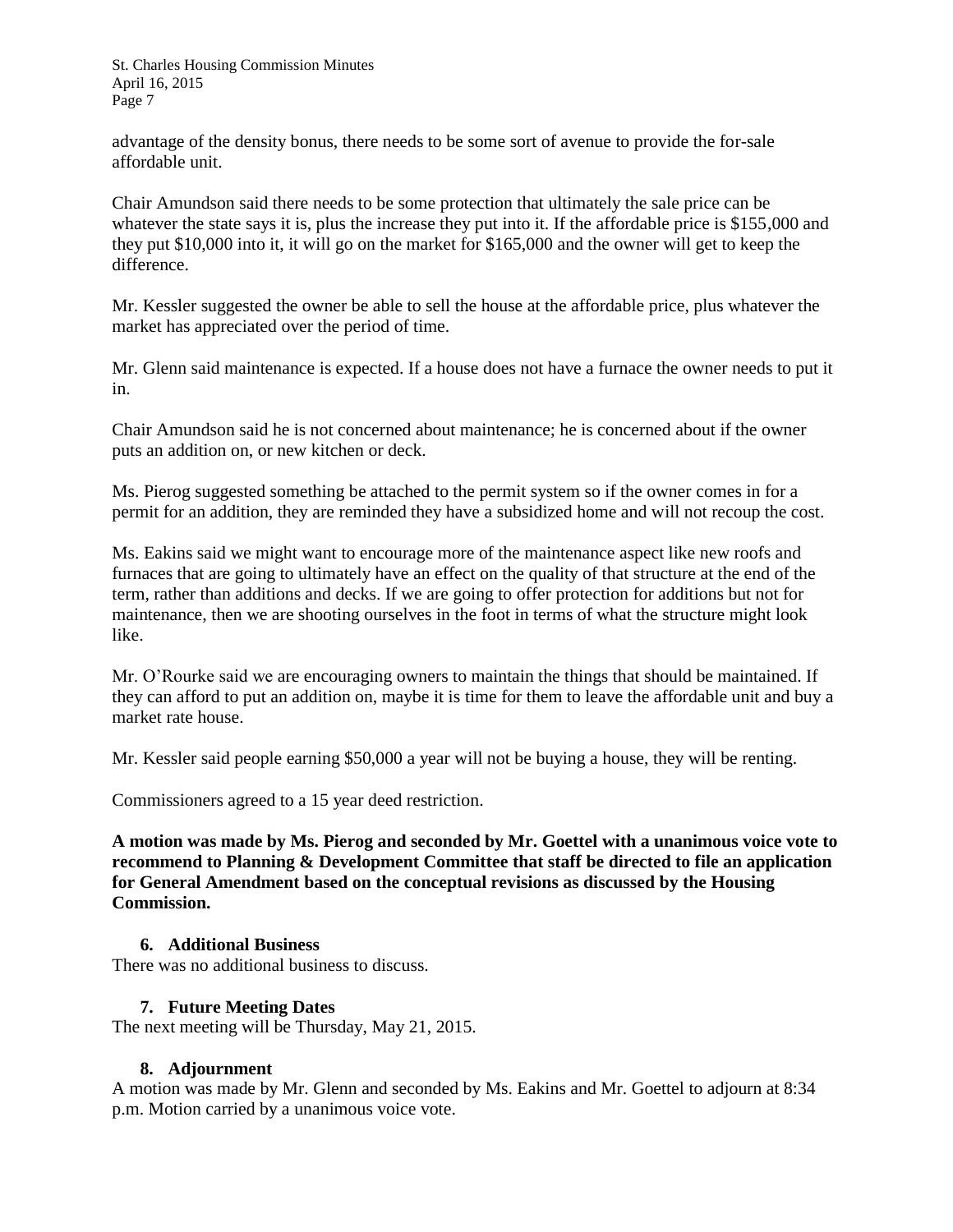advantage of the density bonus, there needs to be some sort of avenue to provide the for-sale affordable unit.

Chair Amundson said there needs to be some protection that ultimately the sale price can be whatever the state says it is, plus the increase they put into it. If the affordable price is $155,000 and they put $10,000 into it, it will go on the market for $165,000 and the owner will get to keep the difference.

Mr. Kessler suggested the owner be able to sell the house at the affordable price, plus whatever the market has appreciated over the period of time.

Mr. Glenn said maintenance is expected. If a house does not have a furnace the owner needs to put it in.

Chair Amundson said he is not concerned about maintenance; he is concerned about if the owner puts an addition on, or new kitchen or deck.

Ms. Pierog suggested something be attached to the permit system so if the owner comes in for a permit for an addition, they are reminded they have a subsidized home and will not recoup the cost.

Ms. Eakins said we might want to encourage more of the maintenance aspect like new roofs and furnaces that are going to ultimately have an effect on the quality of that structure at the end of the term, rather than additions and decks. If we are going to offer protection for additions but not for maintenance, then we are shooting ourselves in the foot in terms of what the structure might look like.

Mr. O'Rourke said we are encouraging owners to maintain the things that should be maintained. If they can afford to put an addition on, maybe it is time for them to leave the affordable unit and buy a market rate house.

Mr. Kessler said people earning $50,000 a year will not be buying a house, they will be renting.

Commissioners agreed to a 15 year deed restriction.

**A motion was made by Ms. Pierog and seconded by Mr. Goettel with a unanimous voice vote to recommend to Planning & Development Committee that staff be directed to file an application for General Amendment based on the conceptual revisions as discussed by the Housing Commission.**

### 6. Additional Business

There was no additional business to discuss.

### 7. Future Meeting Dates

The next meeting will be Thursday, May 21, 2015.

### 8. Adjournment

A motion was made by Mr. Glenn and seconded by Ms. Eakins and Mr. Goettel to adjourn at 8:34 p.m. Motion carried by a unanimous voice vote.